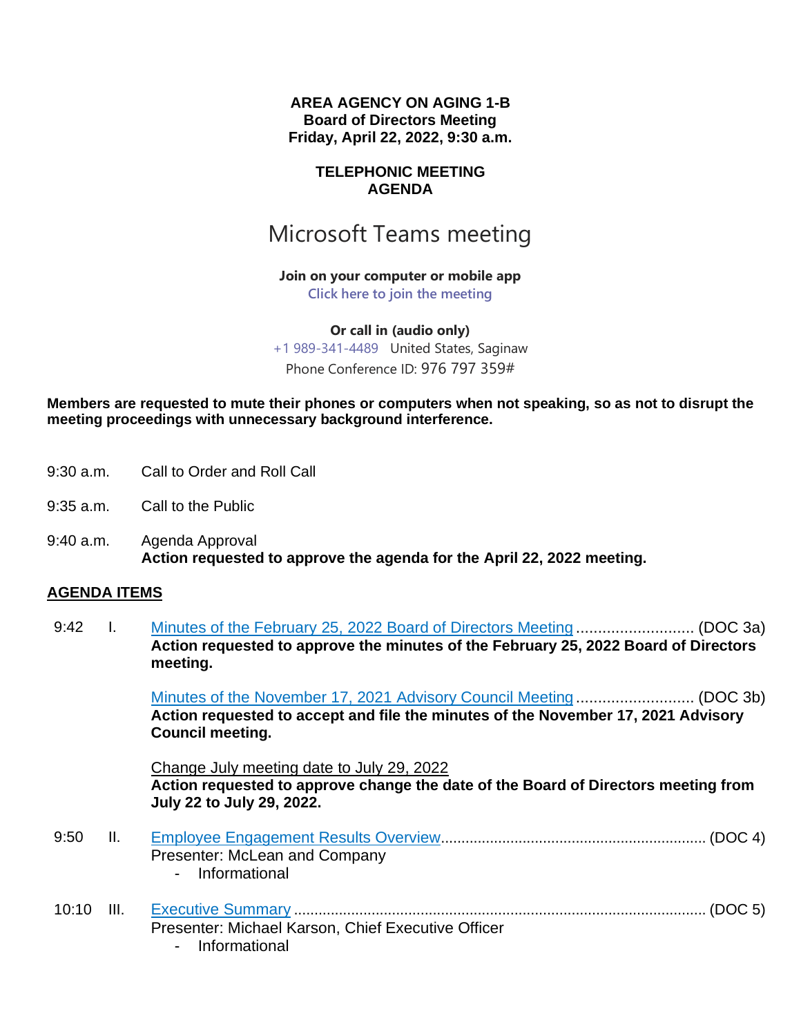**AREA AGENCY ON AGING 1-B**
**Board of Directors Meeting**
**Friday, April 22, 2022, 9:30 a.m.**

**TELEPHONIC MEETING**
**AGENDA**

# Microsoft Teams meeting

**Join on your computer or mobile app**
Click here to join the meeting

**Or call in (audio only)**
+1 989-341-4489 United States, Saginaw
Phone Conference ID: 976 797 359#

**Members are requested to mute their phones or computers when not speaking, so as not to disrupt the meeting proceedings with unnecessary background interference.**

9:30 a.m. Call to Order and Roll Call

9:35 a.m. Call to the Public

9:40 a.m. Agenda Approval
**Action requested to approve the agenda for the April 22, 2022 meeting.**

## AGENDA ITEMS

9:42 I. Minutes of the February 25, 2022 Board of Directors Meeting ........................... (DOC 3a)
**Action requested to approve the minutes of the February 25, 2022 Board of Directors meeting.**

Minutes of the November 17, 2021 Advisory Council Meeting ........................... (DOC 3b)
**Action requested to accept and file the minutes of the November 17, 2021 Advisory Council meeting.**

Change July meeting date to July 29, 2022
**Action requested to approve change the date of the Board of Directors meeting from July 22 to July 29, 2022.**

9:50 II. Employee Engagement Results Overview................................................................ (DOC 4)
Presenter: McLean and Company
- Informational

10:10 III. Executive Summary .................................................................................................... (DOC 5)
Presenter: Michael Karson, Chief Executive Officer
- Informational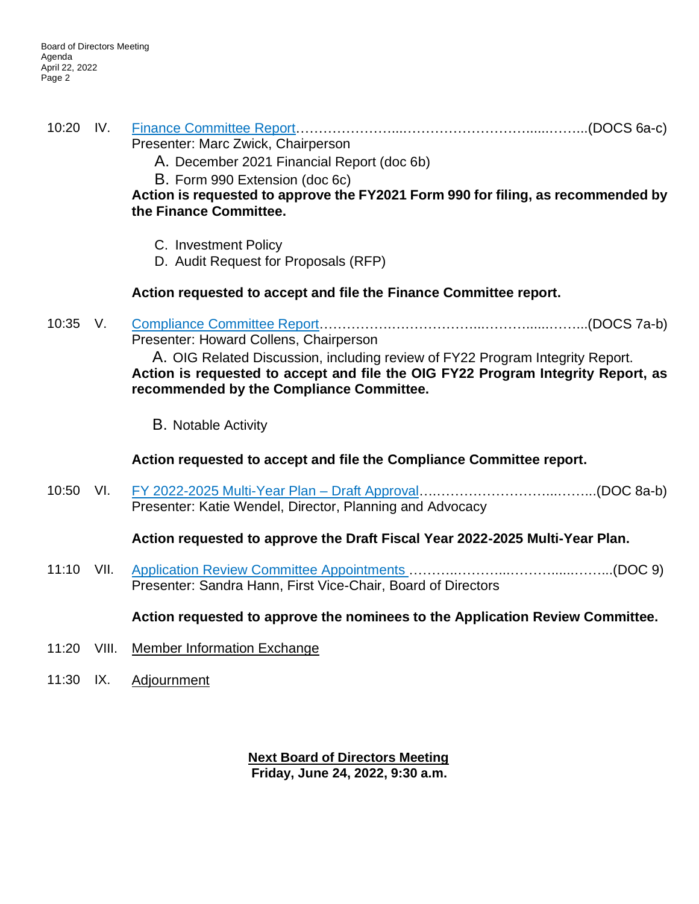10:20 IV. Finance Committee Report……………………...…………………….......……...(DOCS 6a-c)
Presenter: Marc Zwick, Chairperson

A. December 2021 Financial Report (doc 6b)
B. Form 990 Extension (doc 6c)

**Action is requested to approve the FY2021 Form 990 for filing, as recommended by the Finance Committee.**

C. Investment Policy
D. Audit Request for Proposals (RFP)

**Action requested to accept and file the Finance Committee report.**

10:35 V. Compliance Committee Report……………………………...………......……...(DOCS 7a-b)
Presenter: Howard Collens, Chairperson

A. OIG Related Discussion, including review of FY22 Program Integrity Report.

**Action is requested to accept and file the OIG FY22 Program Integrity Report, as recommended by the Compliance Committee.**

B. Notable Activity

**Action requested to accept and file the Compliance Committee report.**

10:50 VI. FY 2022-2025 Multi-Year Plan – Draft Approval…..……………………...……...(DOC 8a-b)
Presenter: Katie Wendel, Director, Planning and Advocacy

**Action requested to approve the Draft Fiscal Year 2022-2025 Multi-Year Plan.**

11:10 VII. Application Review Committee Appointments ………..………..………......……...(DOC 9)
Presenter: Sandra Hann, First Vice-Chair, Board of Directors

**Action requested to approve the nominees to the Application Review Committee.**

11:20 VIII. Member Information Exchange

11:30 IX. Adjournment

**Next Board of Directors Meeting**
**Friday, June 24, 2022, 9:30 a.m.**